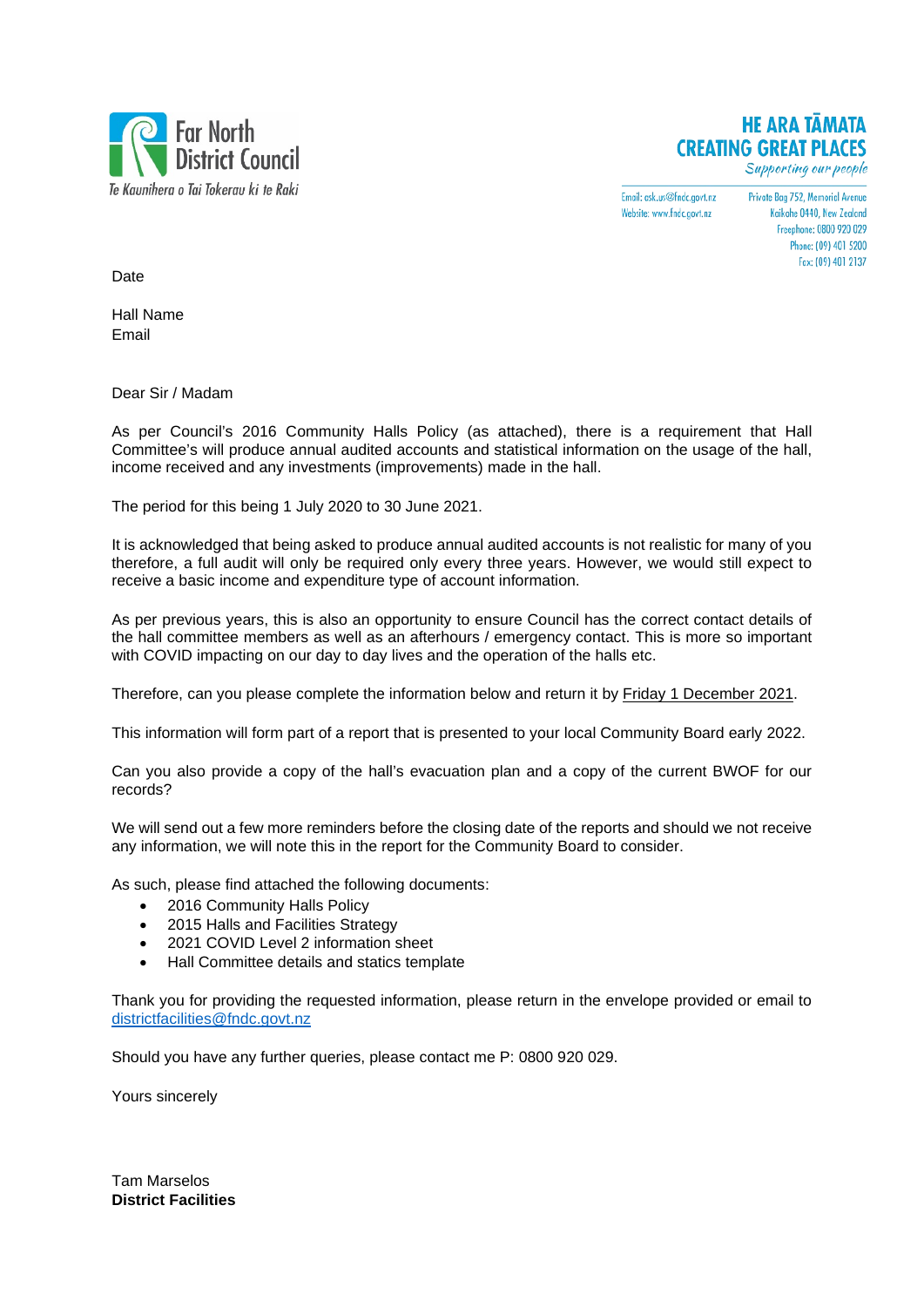Far North District Council
*Te Kaunihera o Tai Tokerau ki te Raki*

**HE ARA TĀMATA**
**CREATING GREAT PLACES**
*Supporting our people*

Email: ask.us@fndc.govt.nz
Website: www.fndc.govt.nz

Private Bag 752, Memorial Avenue
Kaikohe 0440, New Zealand
Freephone: 0800 920 029
Phone: (09) 401 5200
Fax: (09) 401 2137

Date

Hall Name
Email

Dear Sir / Madam

As per Council's 2016 Community Halls Policy (as attached), there is a requirement that Hall Committee's will produce annual audited accounts and statistical information on the usage of the hall, income received and any investments (improvements) made in the hall.

The period for this being 1 July 2020 to 30 June 2021.

It is acknowledged that being asked to produce annual audited accounts is not realistic for many of you therefore, a full audit will only be required only every three years. However, we would still expect to receive a basic income and expenditure type of account information.

As per previous years, this is also an opportunity to ensure Council has the correct contact details of the hall committee members as well as an afterhours / emergency contact. This is more so important with COVID impacting on our day to day lives and the operation of the halls etc.

Therefore, can you please complete the information below and return it by Friday 1 December 2021.

This information will form part of a report that is presented to your local Community Board early 2022.

Can you also provide a copy of the hall's evacuation plan and a copy of the current BWOF for our records?

We will send out a few more reminders before the closing date of the reports and should we not receive any information, we will note this in the report for the Community Board to consider.

As such, please find attached the following documents:

- 2016 Community Halls Policy
- 2015 Halls and Facilities Strategy
- 2021 COVID Level 2 information sheet
- Hall Committee details and statics template

Thank you for providing the requested information, please return in the envelope provided or email to districtfacilities@fndc.govt.nz

Should you have any further queries, please contact me P: 0800 920 029.

Yours sincerely

Tam Marselos
**District Facilities**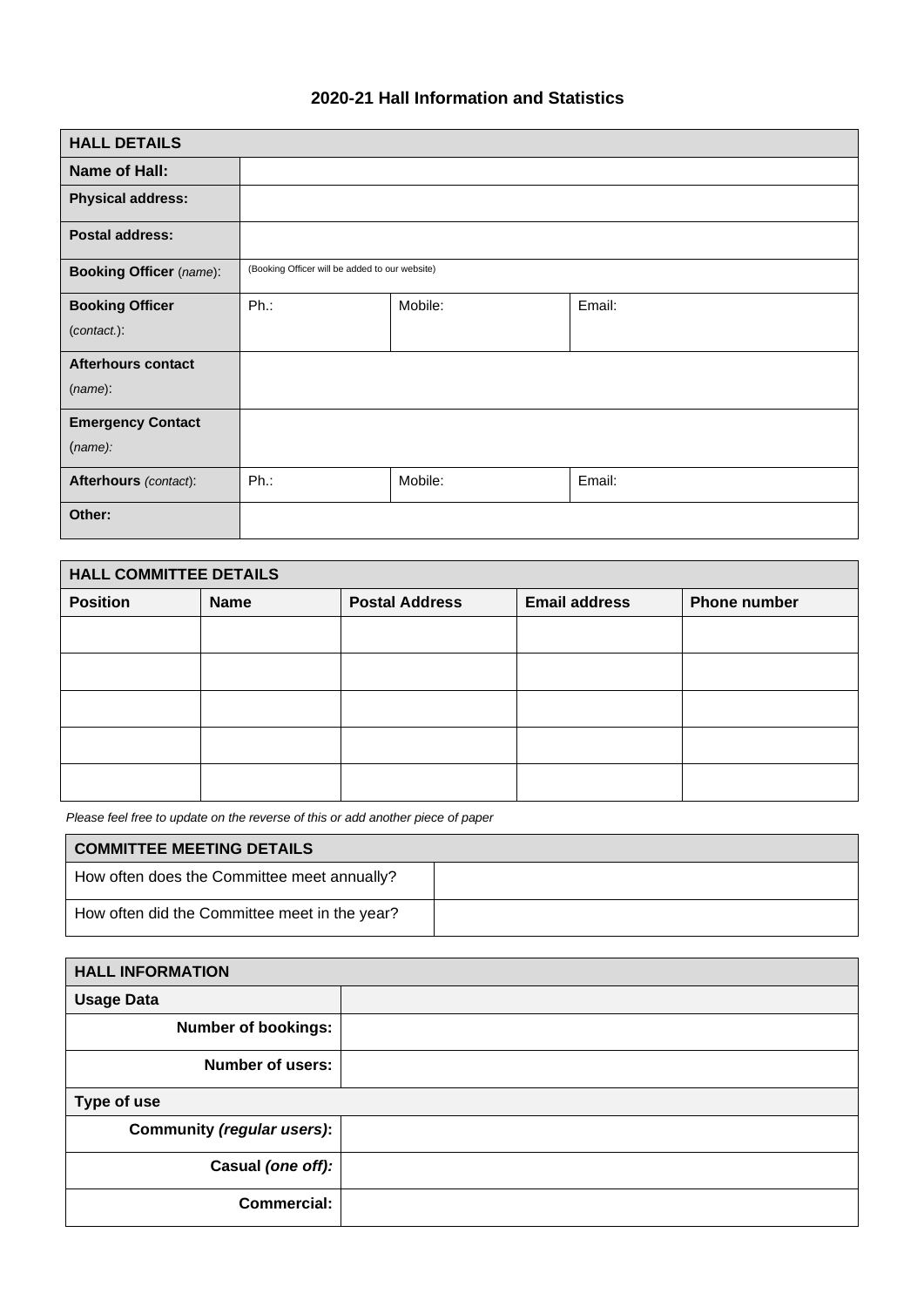## 2020-21 Hall Information and Statistics

| HALL DETAILS | | | |
|---|---|---|---|
| **Name of Hall:** | | | |
| **Physical address:** | | | |
| **Postal address:** | | | |
| **Booking Officer** (*name*): | (Booking Officer will be added to our website) | | |
| **Booking Officer** (*contact.*): | Ph.: | Mobile: | Email: |
| **Afterhours contact** (*name*): | | | |
| **Emergency Contact** (*name):* | | | |
| **Afterhours** *(contact*): | Ph.: | Mobile: | Email: |
| **Other:** | | | |

| HALL COMMITTEE DETAILS | | | | |
|---|---|---|---|---|
| **Position** | **Name** | **Postal Address** | **Email address** | **Phone number** |
| | | | | |
| | | | | |
| | | | | |
| | | | | |
| | | | | |

*Please feel free to update on the reverse of this or add another piece of paper*

| COMMITTEE MEETING DETAILS | |
|---|---|
| How often does the Committee meet annually? | |
| How often did the Committee meet in the year? | |

| HALL INFORMATION | |
|---|---|
| **Usage Data** | |
| **Number of bookings:** | |
| **Number of users:** | |
| **Type of use** | |
| **Community *(regular users)*:** | |
| **Casual *(one off):*** | |
| **Commercial:** | |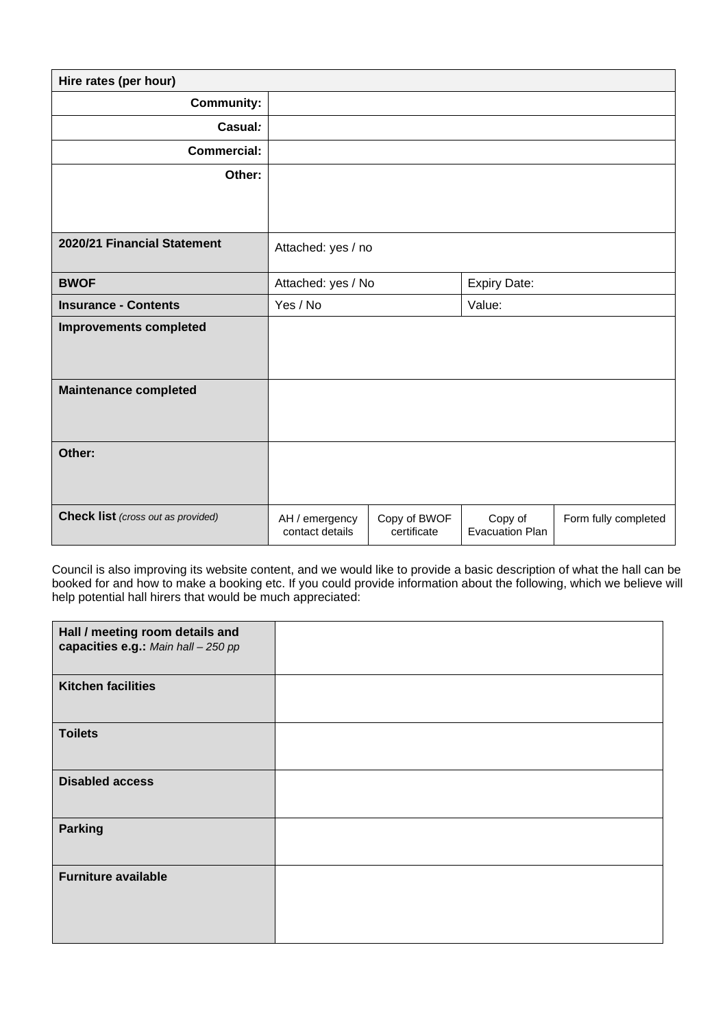| Hire rates (per hour) | | | | |
|---|---|---|---|---|
| **Community:** | | | | |
| **Casual:** | | | | |
| **Commercial:** | | | | |
| **Other:** | | | | |
| **2020/21 Financial Statement** | Attached: yes / no | | | |
| **BWOF** | Attached: yes / No | | Expiry Date: | |
| **Insurance - Contents** | Yes / No | | Value: | |
| **Improvements completed** | | | | |
| **Maintenance completed** | | | | |
| **Other:** | | | | |
| **Check list** *(cross out as provided)* | AH / emergency contact details | Copy of BWOF certificate | Copy of Evacuation Plan | Form fully completed |

Council is also improving its website content, and we would like to provide a basic description of what the hall can be booked for and how to make a booking etc. If you could provide information about the following, which we believe will help potential hall hirers that would be much appreciated:

| | |
|---|---|
| **Hall / meeting room details and capacities e.g.:** *Main hall – 250 pp* | |
| **Kitchen facilities** | |
| **Toilets** | |
| **Disabled access** | |
| **Parking** | |
| **Furniture available** | |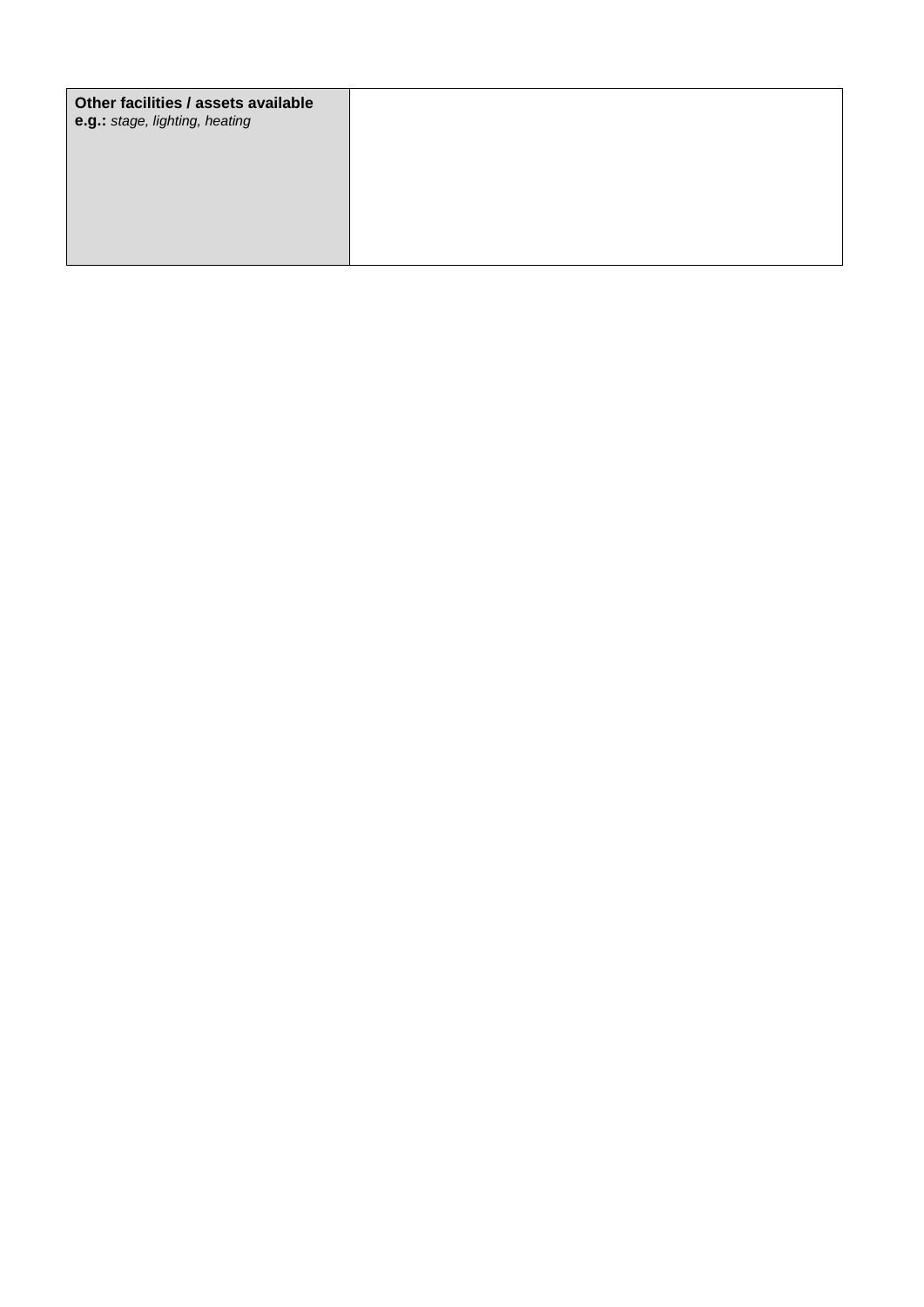| | |
|---|---|
| **Other facilities / assets available**<br>**e.g.:** *stage, lighting, heating* | |